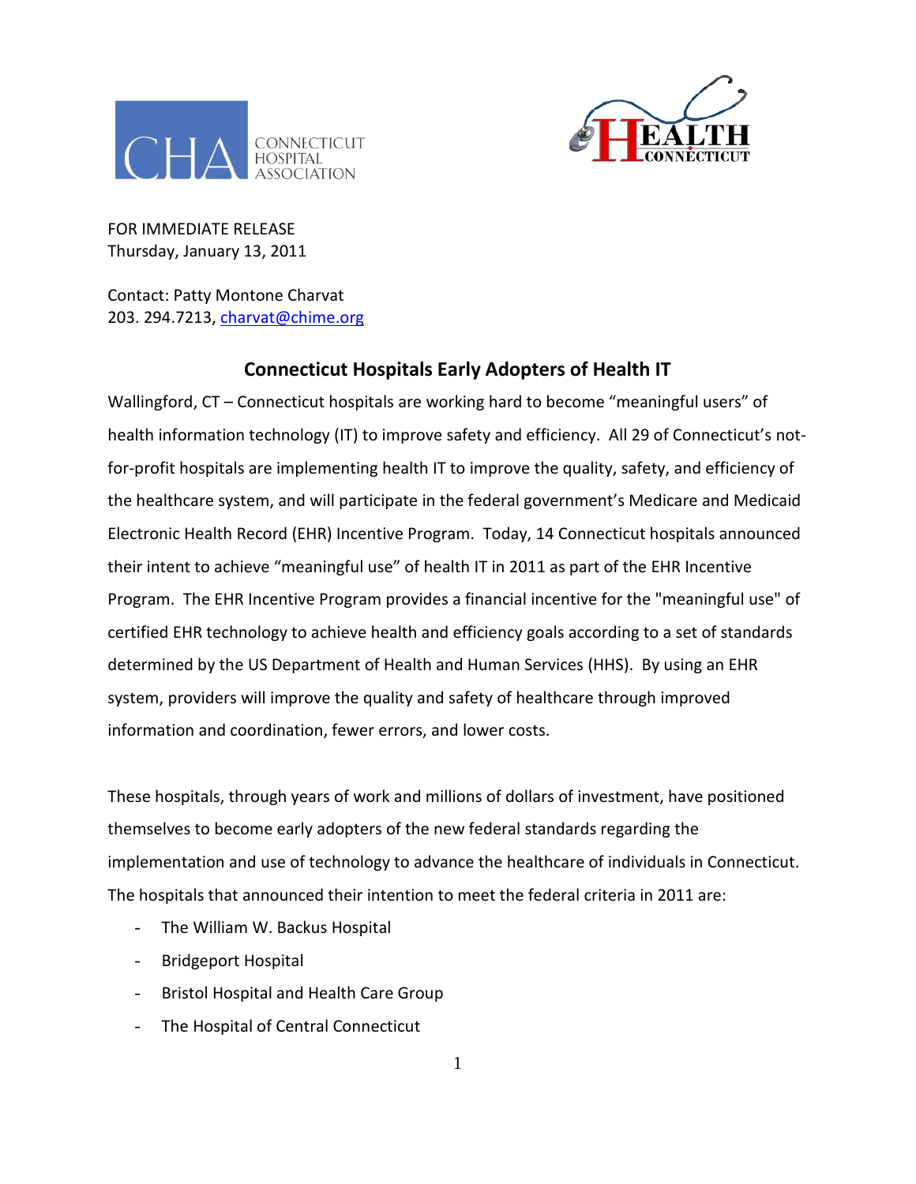FOR IMMEDIATE RELEASE
Thursday, January 13, 2011

Contact: Patty Montone Charvat
203. 294.7213, charvat@chime.org

## Connecticut Hospitals Early Adopters of Health IT

Wallingford, CT – Connecticut hospitals are working hard to become "meaningful users" of health information technology (IT) to improve safety and efficiency. All 29 of Connecticut's not-for-profit hospitals are implementing health IT to improve the quality, safety, and efficiency of the healthcare system, and will participate in the federal government's Medicare and Medicaid Electronic Health Record (EHR) Incentive Program. Today, 14 Connecticut hospitals announced their intent to achieve "meaningful use" of health IT in 2011 as part of the EHR Incentive Program. The EHR Incentive Program provides a financial incentive for the "meaningful use" of certified EHR technology to achieve health and efficiency goals according to a set of standards determined by the US Department of Health and Human Services (HHS). By using an EHR system, providers will improve the quality and safety of healthcare through improved information and coordination, fewer errors, and lower costs.

These hospitals, through years of work and millions of dollars of investment, have positioned themselves to become early adopters of the new federal standards regarding the implementation and use of technology to advance the healthcare of individuals in Connecticut. The hospitals that announced their intention to meet the federal criteria in 2011 are:

- The William W. Backus Hospital
- Bridgeport Hospital
- Bristol Hospital and Health Care Group
- The Hospital of Central Connecticut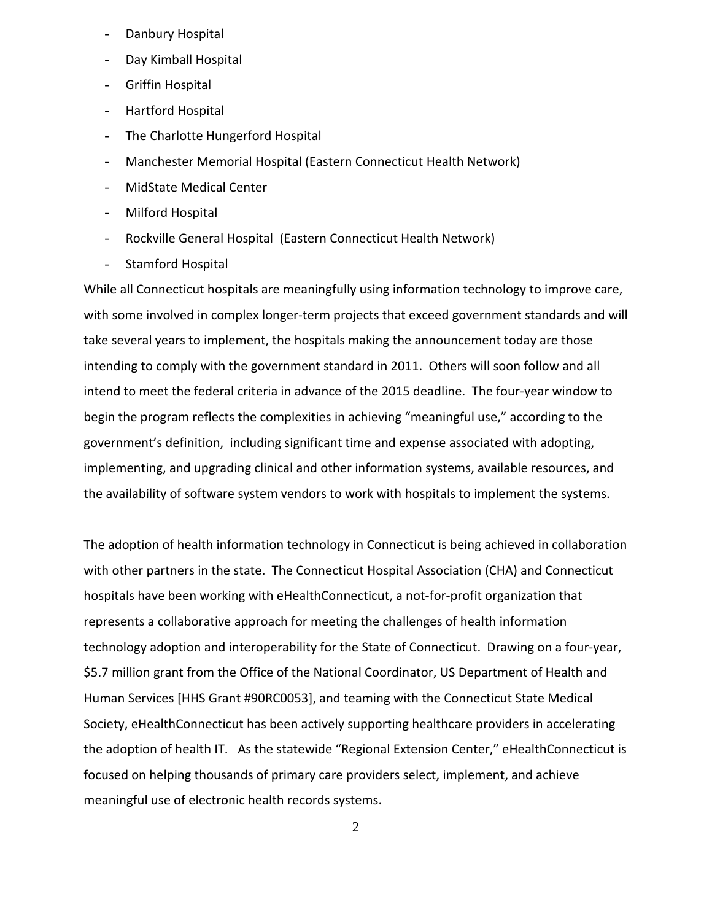- Danbury Hospital
- Day Kimball Hospital
- Griffin Hospital
- Hartford Hospital
- The Charlotte Hungerford Hospital
- Manchester Memorial Hospital (Eastern Connecticut Health Network)
- MidState Medical Center
- Milford Hospital
- Rockville General Hospital (Eastern Connecticut Health Network)
- Stamford Hospital

While all Connecticut hospitals are meaningfully using information technology to improve care, with some involved in complex longer-term projects that exceed government standards and will take several years to implement, the hospitals making the announcement today are those intending to comply with the government standard in 2011. Others will soon follow and all intend to meet the federal criteria in advance of the 2015 deadline. The four-year window to begin the program reflects the complexities in achieving "meaningful use," according to the government's definition, including significant time and expense associated with adopting, implementing, and upgrading clinical and other information systems, available resources, and the availability of software system vendors to work with hospitals to implement the systems.

The adoption of health information technology in Connecticut is being achieved in collaboration with other partners in the state. The Connecticut Hospital Association (CHA) and Connecticut hospitals have been working with eHealthConnecticut, a not-for-profit organization that represents a collaborative approach for meeting the challenges of health information technology adoption and interoperability for the State of Connecticut. Drawing on a four-year, $5.7 million grant from the Office of the National Coordinator, US Department of Health and Human Services [HHS Grant #90RC0053], and teaming with the Connecticut State Medical Society, eHealthConnecticut has been actively supporting healthcare providers in accelerating the adoption of health IT. As the statewide "Regional Extension Center," eHealthConnecticut is focused on helping thousands of primary care providers select, implement, and achieve meaningful use of electronic health records systems.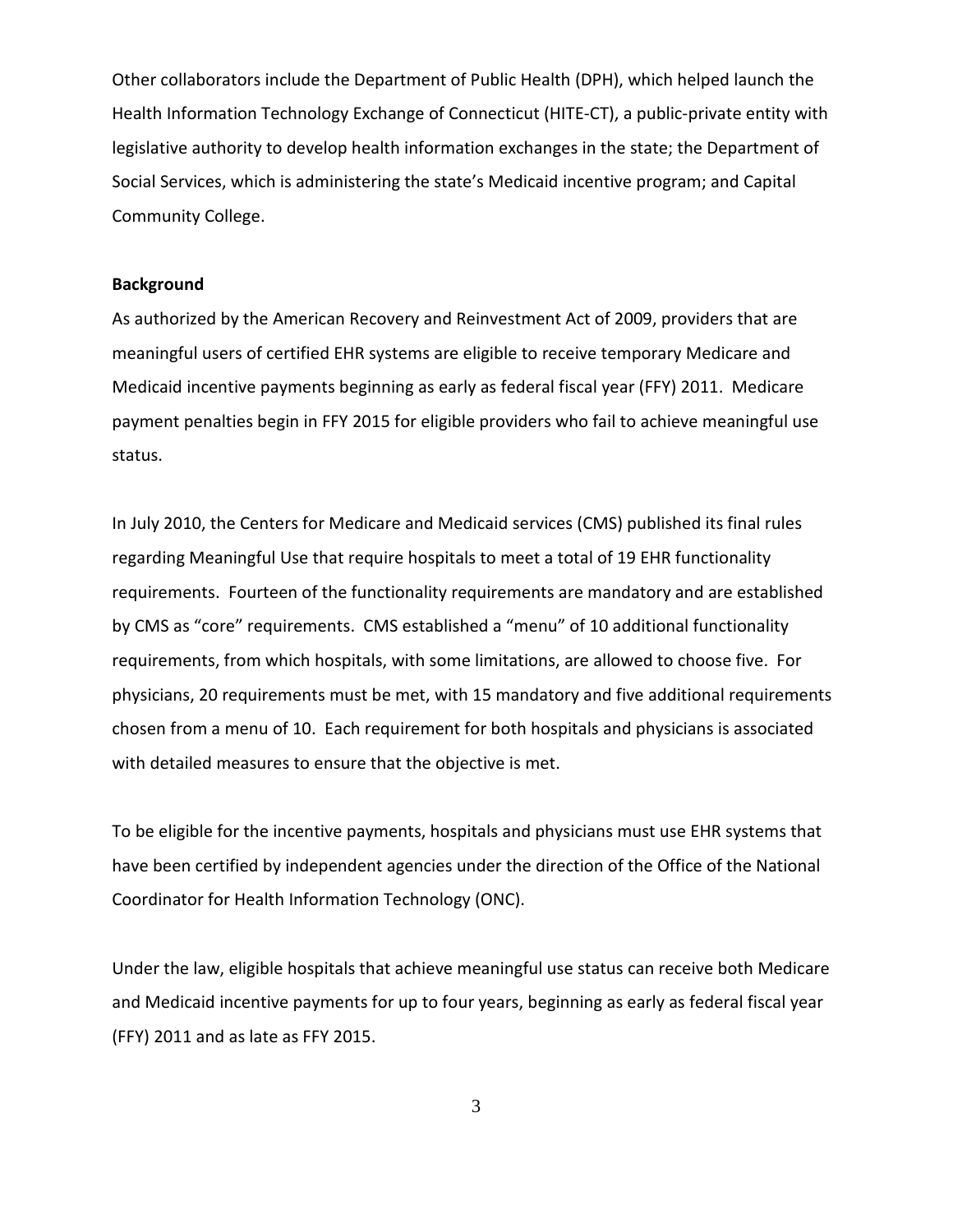Other collaborators include the Department of Public Health (DPH), which helped launch the Health Information Technology Exchange of Connecticut (HITE-CT), a public-private entity with legislative authority to develop health information exchanges in the state; the Department of Social Services, which is administering the state's Medicaid incentive program; and Capital Community College.

**Background**

As authorized by the American Recovery and Reinvestment Act of 2009, providers that are meaningful users of certified EHR systems are eligible to receive temporary Medicare and Medicaid incentive payments beginning as early as federal fiscal year (FFY) 2011. Medicare payment penalties begin in FFY 2015 for eligible providers who fail to achieve meaningful use status.

In July 2010, the Centers for Medicare and Medicaid services (CMS) published its final rules regarding Meaningful Use that require hospitals to meet a total of 19 EHR functionality requirements. Fourteen of the functionality requirements are mandatory and are established by CMS as "core" requirements. CMS established a "menu" of 10 additional functionality requirements, from which hospitals, with some limitations, are allowed to choose five. For physicians, 20 requirements must be met, with 15 mandatory and five additional requirements chosen from a menu of 10. Each requirement for both hospitals and physicians is associated with detailed measures to ensure that the objective is met.

To be eligible for the incentive payments, hospitals and physicians must use EHR systems that have been certified by independent agencies under the direction of the Office of the National Coordinator for Health Information Technology (ONC).

Under the law, eligible hospitals that achieve meaningful use status can receive both Medicare and Medicaid incentive payments for up to four years, beginning as early as federal fiscal year (FFY) 2011 and as late as FFY 2015.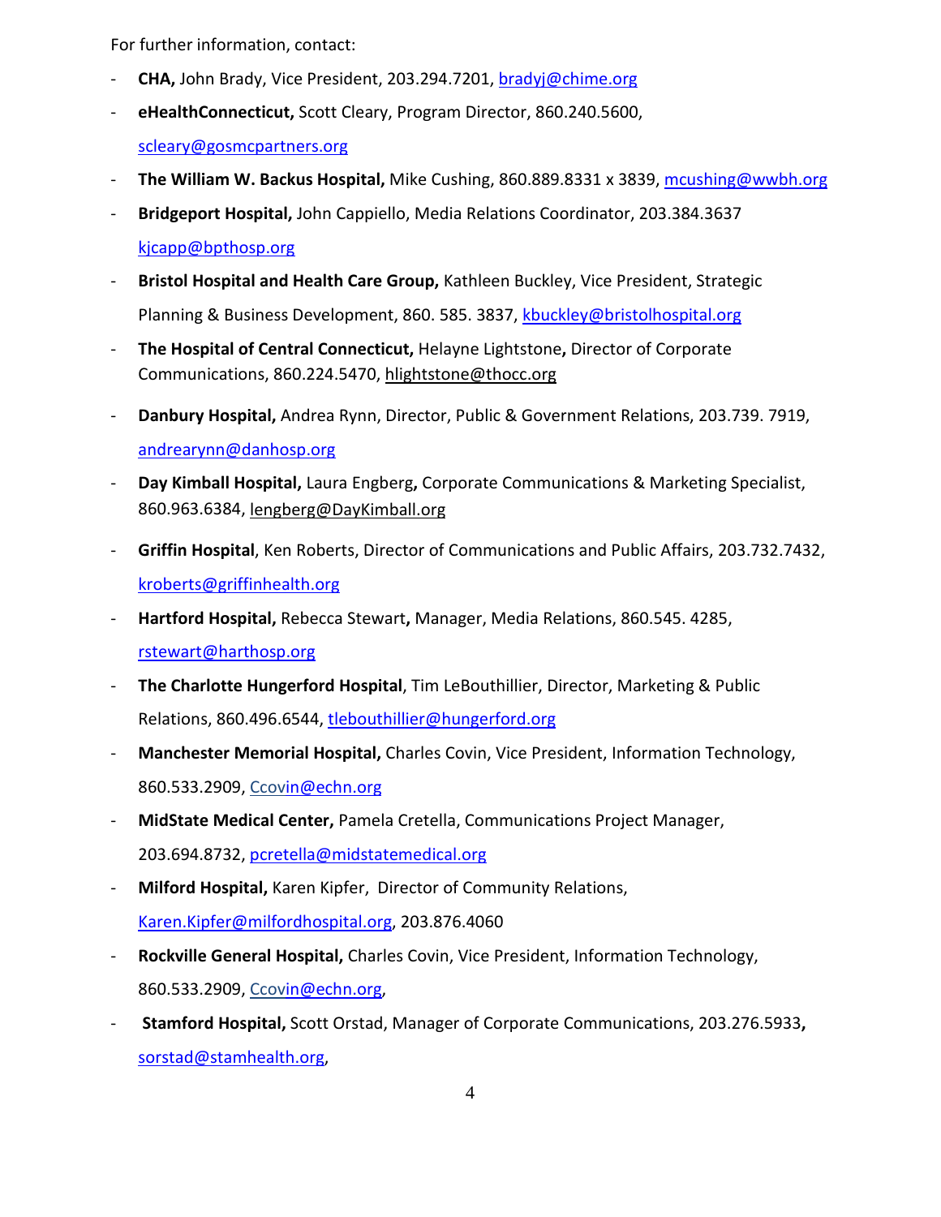For further information, contact:

- **CHA,** John Brady, Vice President, 203.294.7201, bradyj@chime.org
- **eHealthConnecticut,** Scott Cleary, Program Director, 860.240.5600, scleary@gosmcpartners.org
- **The William W. Backus Hospital,** Mike Cushing, 860.889.8331 x 3839, mcushing@wwbh.org
- **Bridgeport Hospital,** John Cappiello, Media Relations Coordinator, 203.384.3637 kjcapp@bpthosp.org
- **Bristol Hospital and Health Care Group,** Kathleen Buckley, Vice President, Strategic Planning & Business Development, 860. 585. 3837, kbuckley@bristolhospital.org
- **The Hospital of Central Connecticut,** Helayne Lightstone**,** Director of Corporate Communications, 860.224.5470, hlightstone@thocc.org
- **Danbury Hospital,** Andrea Rynn, Director, Public & Government Relations, 203.739. 7919, andrearynn@danhosp.org
- **Day Kimball Hospital,** Laura Engberg**,** Corporate Communications & Marketing Specialist, 860.963.6384, lengberg@DayKimball.org
- **Griffin Hospital**, Ken Roberts, Director of Communications and Public Affairs, 203.732.7432, kroberts@griffinhealth.org
- **Hartford Hospital,** Rebecca Stewart**,** Manager, Media Relations, 860.545. 4285, rstewart@harthosp.org
- **The Charlotte Hungerford Hospital**, Tim LeBouthillier, Director, Marketing & Public Relations, 860.496.6544, tlebouthillier@hungerford.org
- **Manchester Memorial Hospital,** Charles Covin, Vice President, Information Technology, 860.533.2909, Ccovin@echn.org
- **MidState Medical Center,** Pamela Cretella, Communications Project Manager, 203.694.8732, pcretella@midstatemedical.org
- **Milford Hospital,** Karen Kipfer, Director of Community Relations, Karen.Kipfer@milfordhospital.org, 203.876.4060
- **Rockville General Hospital,** Charles Covin, Vice President, Information Technology, 860.533.2909, Ccovin@echn.org,
- **Stamford Hospital,** Scott Orstad, Manager of Corporate Communications, 203.276.5933**,** sorstad@stamhealth.org,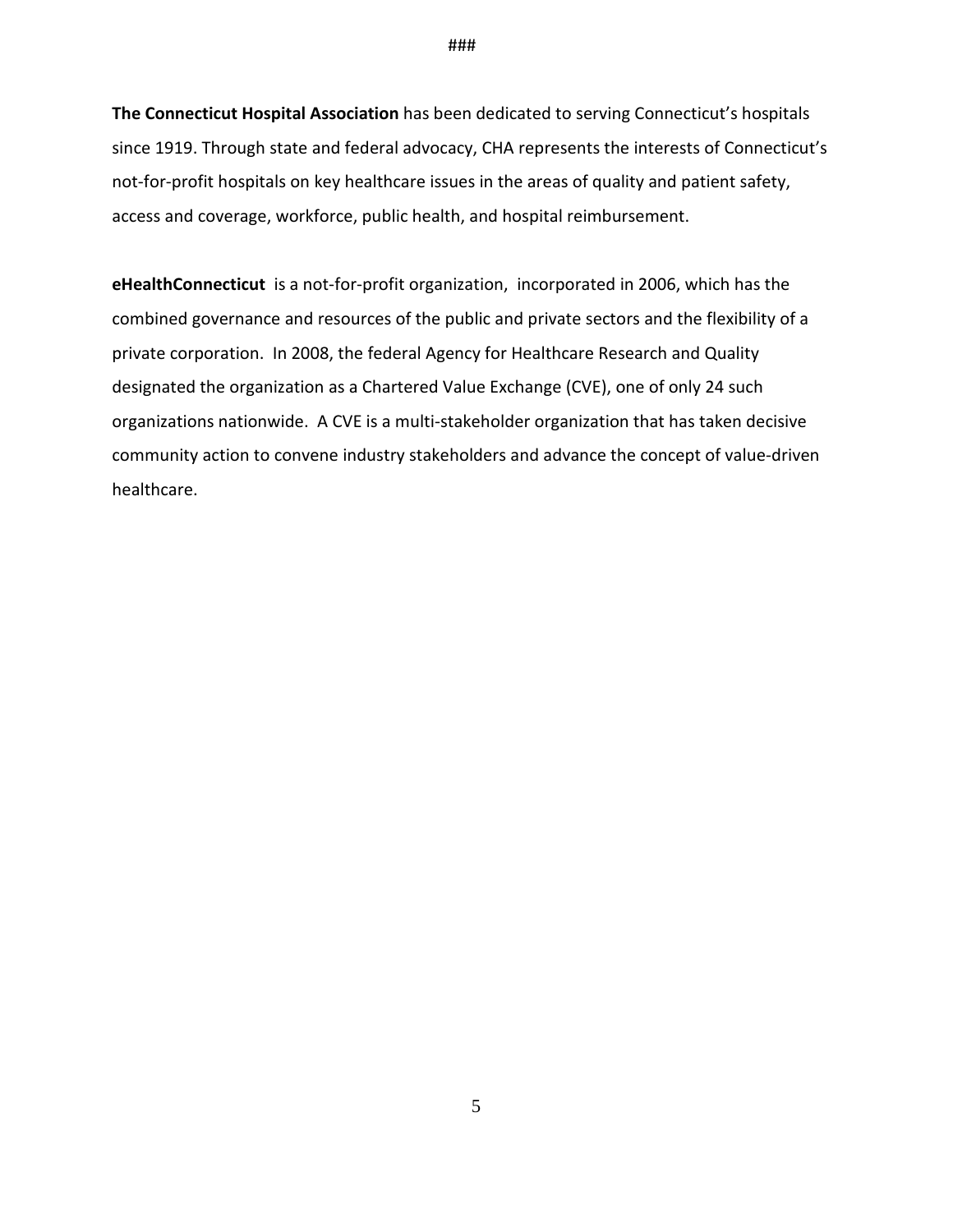###

**The Connecticut Hospital Association** has been dedicated to serving Connecticut's hospitals since 1919. Through state and federal advocacy, CHA represents the interests of Connecticut's not-for-profit hospitals on key healthcare issues in the areas of quality and patient safety, access and coverage, workforce, public health, and hospital reimbursement.

**eHealthConnecticut** is a not-for-profit organization, incorporated in 2006, which has the combined governance and resources of the public and private sectors and the flexibility of a private corporation. In 2008, the federal Agency for Healthcare Research and Quality designated the organization as a Chartered Value Exchange (CVE), one of only 24 such organizations nationwide. A CVE is a multi-stakeholder organization that has taken decisive community action to convene industry stakeholders and advance the concept of value-driven healthcare.